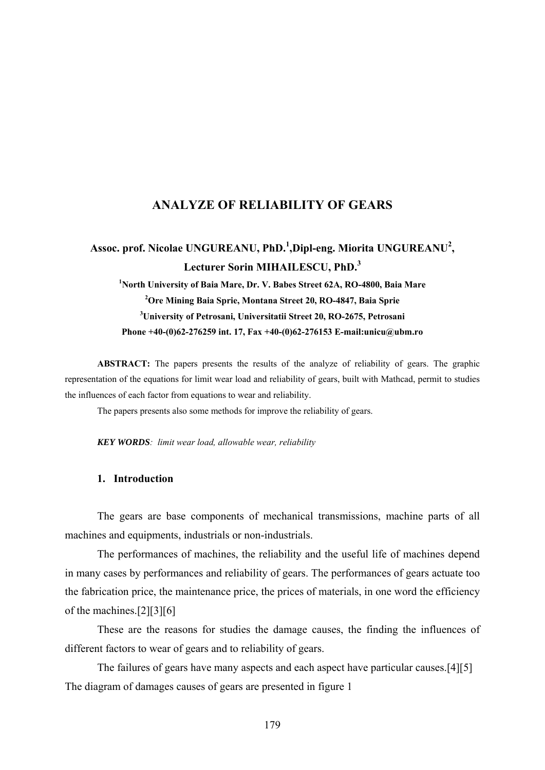# ANALYZE OF RELIABILITY OF GEARS

**Assoc. prof. Nicolae UNGUREANU, PhD.[1],Dipl-eng. Miorita UNGUREANU[2], Lecturer Sorin MIHAILESCU, PhD.[3]**

**[1]North University of Baia Mare, Dr. V. Babes Street 62A, RO-4800, Baia Mare**

**[2]Ore Mining Baia Sprie, Montana Street 20, RO-4847, Baia Sprie**

**[3]University of Petrosani, Universitatii Street 20, RO-2675, Petrosani**

**Phone +40-(0)62-276259 int. 17, Fax +40-(0)62-276153 E-mail:unicu@ubm.ro**

**ABSTRACT:** The papers presents the results of the analyze of reliability of gears. The graphic representation of the equations for limit wear load and reliability of gears, built with Mathcad, permit to studies the influences of each factor from equations to wear and reliability.

The papers presents also some methods for improve the reliability of gears.

***KEY WORDS**: limit wear load, allowable wear, reliability*

## 1. Introduction

The gears are base components of mechanical transmissions, machine parts of all machines and equipments, industrials or non-industrials.

The performances of machines, the reliability and the useful life of machines depend in many cases by performances and reliability of gears. The performances of gears actuate too the fabrication price, the maintenance price, the prices of materials, in one word the efficiency of the machines.[2][3][6]

These are the reasons for studies the damage causes, the finding the influences of different factors to wear of gears and to reliability of gears.

The failures of gears have many aspects and each aspect have particular causes.[4][5] The diagram of damages causes of gears are presented in figure 1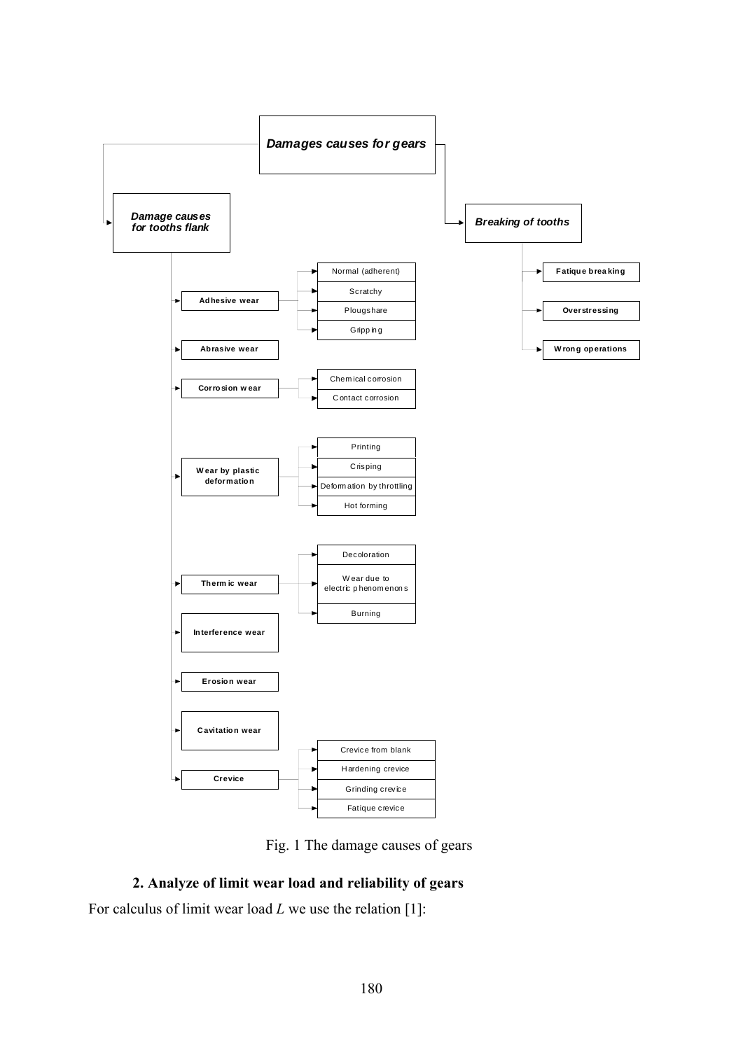- ***Damages causes for gears***
  - ***Damage causes for tooths flank***
    - **Adhesive wear**
      - Normal (adherent)
      - Scratchy
      - Plougshare
      - Gripping
    - **Abrasive wear**
    - **Corrosion wear**
      - Chemical corrosion
      - Contact corrosion
    - **Wear by plastic deformation**
      - Printing
      - Crisping
      - Deformation by throttling
      - Hot forming
    - **Thermic wear**
      - Decoloration
      - Wear due to electric phenomenons
      - Burning
    - **Interference wear**
    - **Erosion wear**
    - **Cavitation wear**
    - **Crevice**
      - Crevice from blank
      - Hardening crevice
      - Grinding crevice
      - Fatique crevice
  - ***Breaking of tooths***
    - **Fatique breaking**
    - **Overstressing**
    - **Wrong operations**

Fig. 1 The damage causes of gears

## 2. Analyze of limit wear load and reliability of gears

For calculus of limit wear load $L$ we use the relation [1]: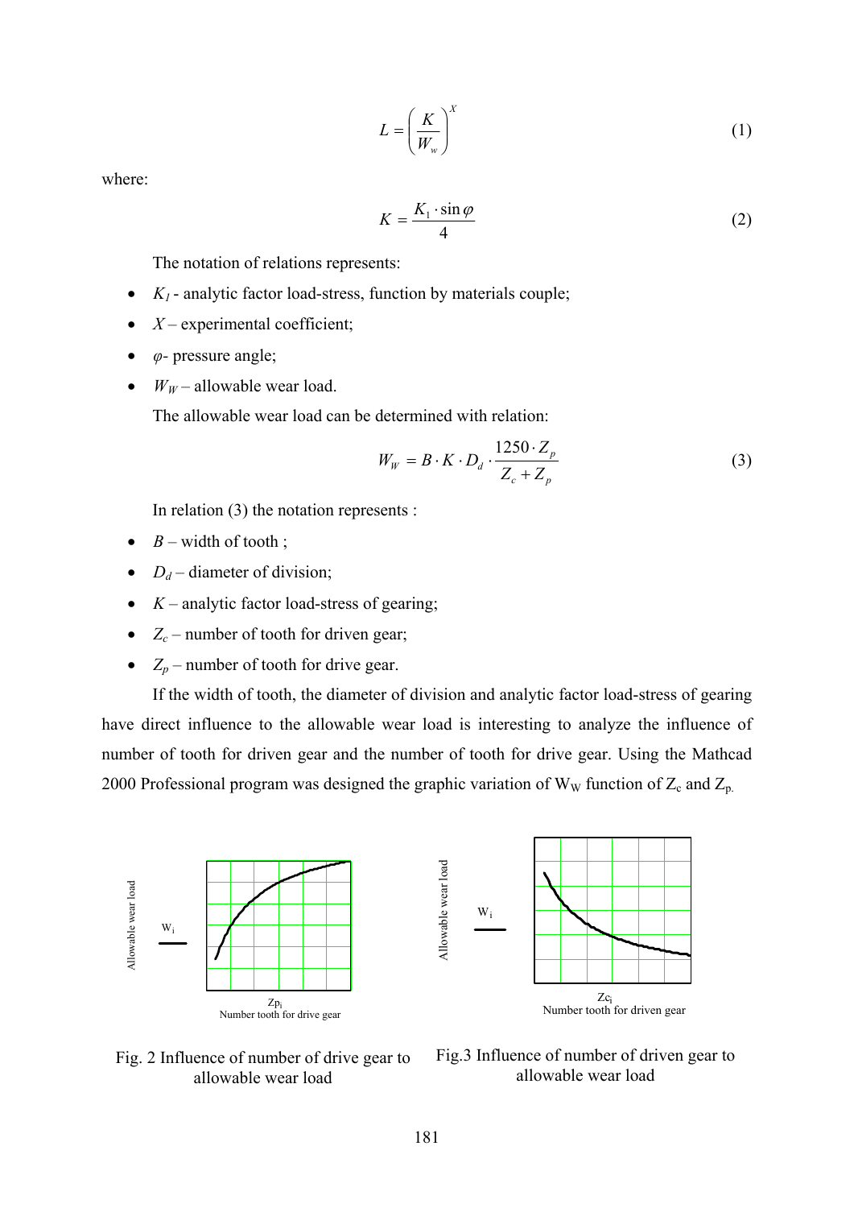$$L = \left( \frac{K}{W_w} \right)^X \tag{1}$$

where:

$$K = \frac{K_1 \cdot \sin \varphi}{4} \tag{2}$$

The notation of relations represents:

- $K_1$ - analytic factor load-stress, function by materials couple;
- $X$ – experimental coefficient;
- $\varphi$- pressure angle;
- $W_W$ – allowable wear load.

The allowable wear load can be determined with relation:

$$W_W = B \cdot K \cdot D_d \cdot \frac{1250 \cdot Z_p}{Z_c + Z_p} \tag{3}$$

In relation (3) the notation represents :

- $B$ – width of tooth ;
- $D_d$ – diameter of division;
- $K$ – analytic factor load-stress of gearing;
- $Z_c$ – number of tooth for driven gear;
- $Z_p$ – number of tooth for drive gear.

If the width of tooth, the diameter of division and analytic factor load-stress of gearing have direct influence to the allowable wear load is interesting to analyze the influence of number of tooth for driven gear and the number of tooth for drive gear. Using the Mathcad 2000 Professional program was designed the graphic variation of $W_W$ function of $Z_c$ and $Z_p$.

Fig. 2 Influence of number of drive gear to allowable wear load

Fig.3 Influence of number of driven gear to allowable wear load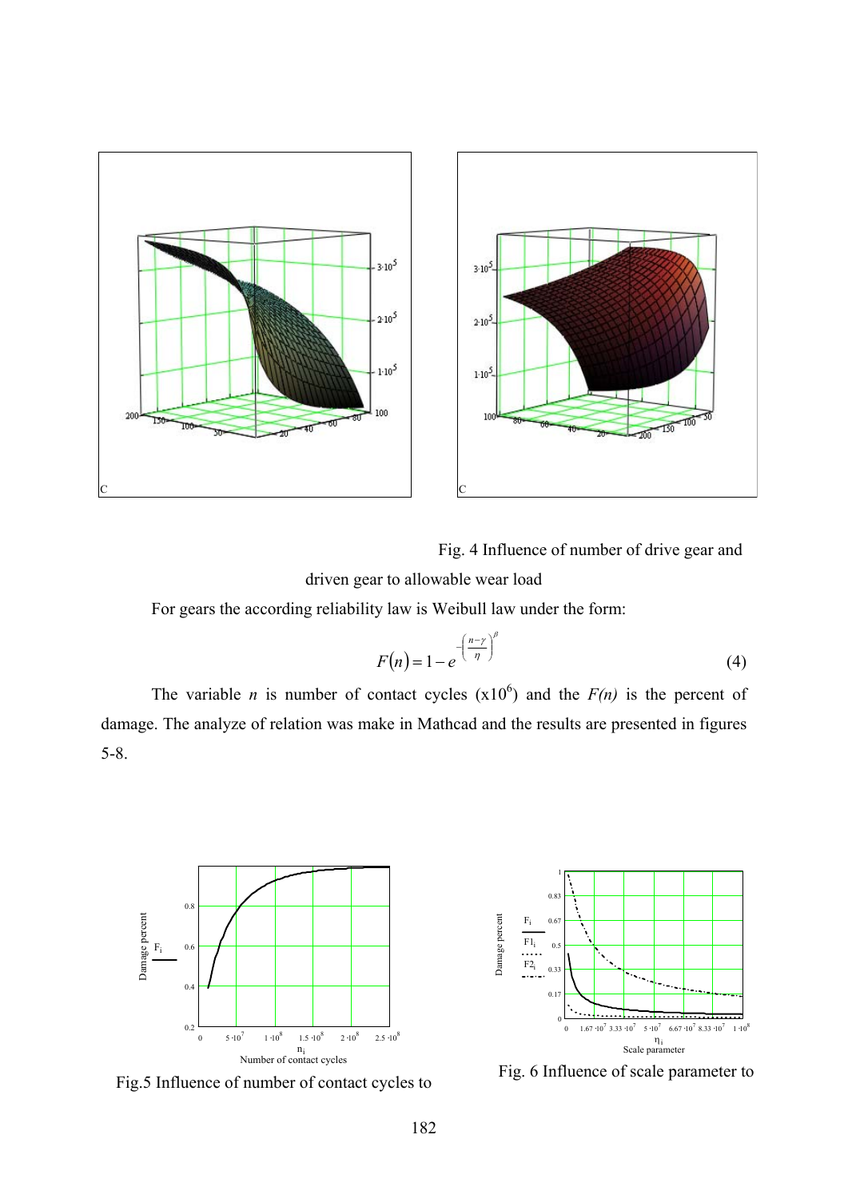Fig. 4 Influence of number of drive gear and driven gear to allowable wear load

For gears the according reliability law is Weibull law under the form:

$$F(n) = 1 - e^{-\left(\frac{n-\gamma}{\eta}\right)^{\beta}} \tag{4}$$

The variable $n$ is number of contact cycles ($x10^6$) and the $F(n)$ is the percent of damage. The analyze of relation was make in Mathcad and the results are presented in figures 5-8.

Fig.5 Influence of number of contact cycles to

Fig. 6 Influence of scale parameter to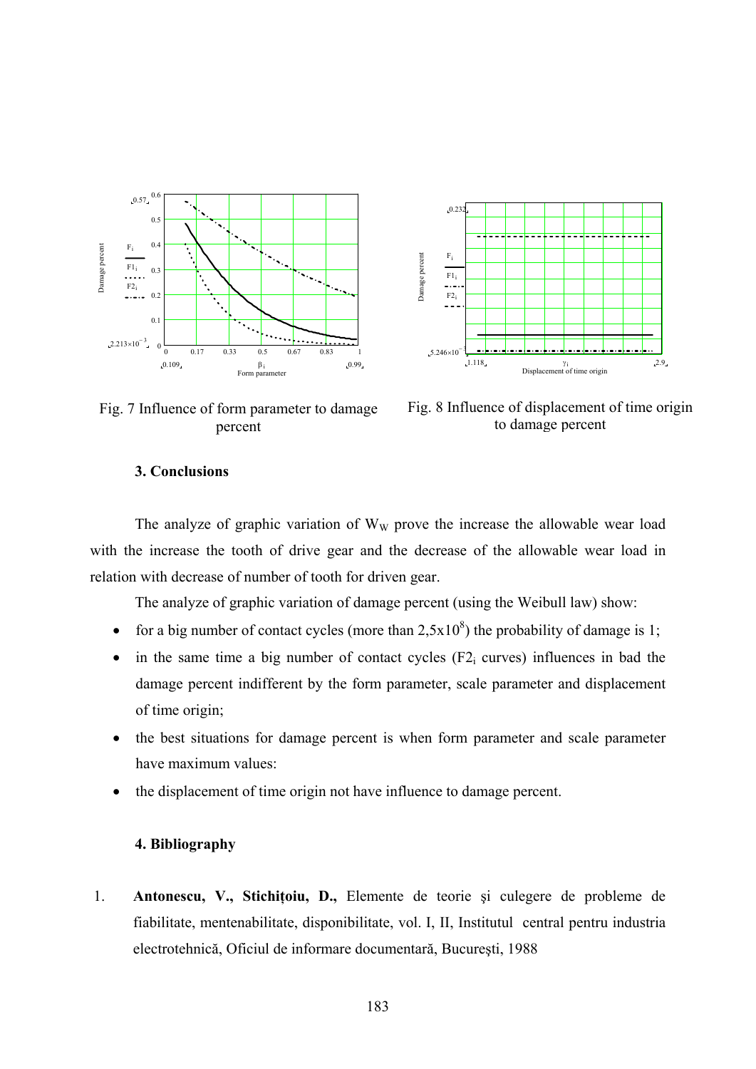Fig. 7 Influence of form parameter to damage percent

Fig. 8 Influence of displacement of time origin to damage percent

### 3. Conclusions

The analyze of graphic variation of $W_W$ prove the increase the allowable wear load with the increase the tooth of drive gear and the decrease of the allowable wear load in relation with decrease of number of tooth for driven gear.

The analyze of graphic variation of damage percent (using the Weibull law) show:

- for a big number of contact cycles (more than $2{,}5 x 10^8$) the probability of damage is 1;
- in the same time a big number of contact cycles ($F2_i$ curves) influences in bad the damage percent indifferent by the form parameter, scale parameter and displacement of time origin;
- the best situations for damage percent is when form parameter and scale parameter have maximum values:
- the displacement of time origin not have influence to damage percent.

### 4. Bibliography

1. **Antonescu, V., Stichițoiu, D.,** Elemente de teorie şi culegere de probleme de fiabilitate, mentenabilitate, disponibilitate, vol. I, II, Institutul central pentru industria electrotehnică, Oficiul de informare documentară, Bucureşti, 1988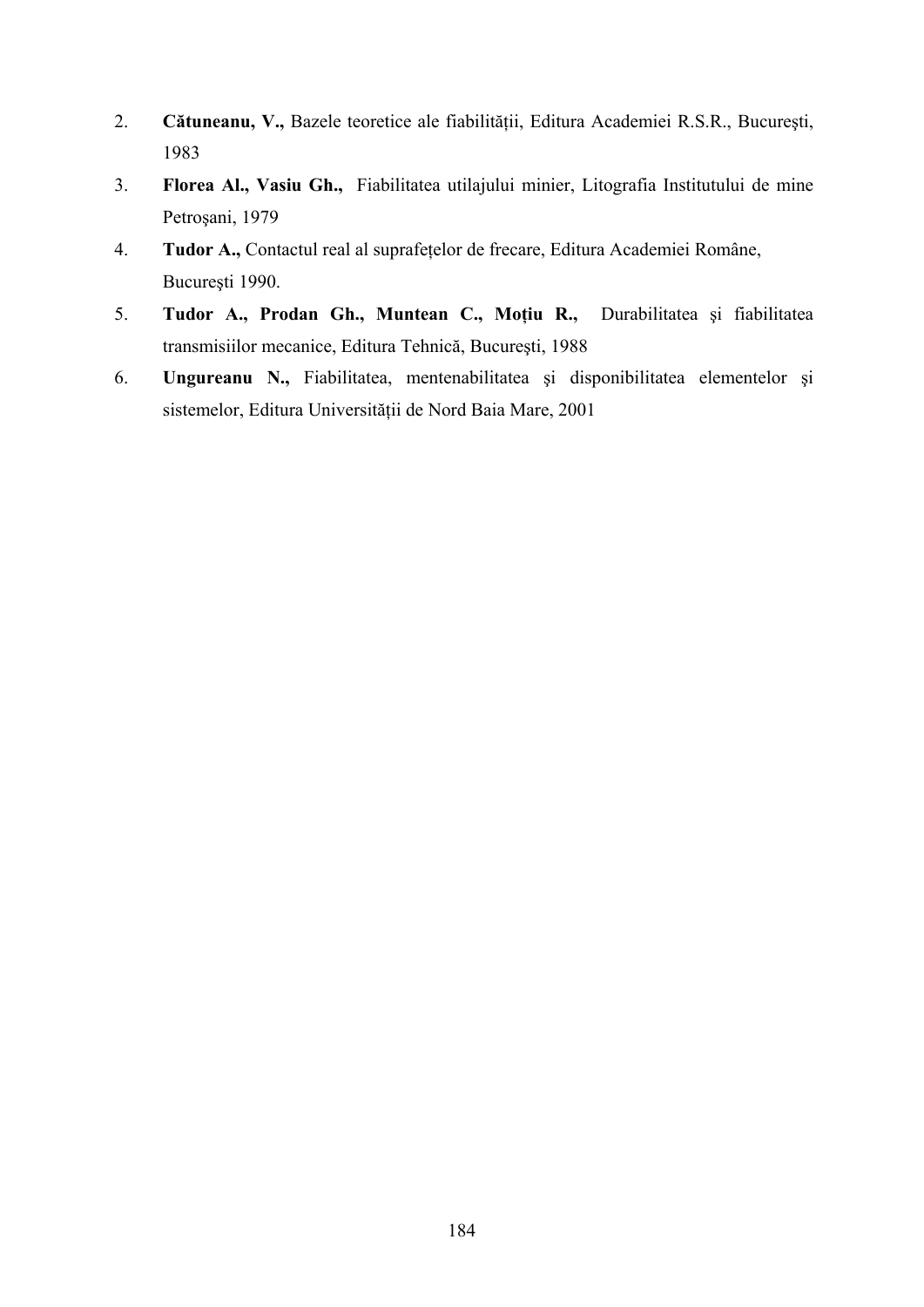2. **Cătuneanu, V.,** Bazele teoretice ale fiabilității, Editura Academiei R.S.R., București, 1983
3. **Florea Al., Vasiu Gh.,** Fiabilitatea utilajului minier, Litografia Institutului de mine Petroşani, 1979
4. **Tudor A.,** Contactul real al suprafețelor de frecare, Editura Academiei Române, Bucureşti 1990.
5. **Tudor A., Prodan Gh., Muntean C., Moțiu R.,** Durabilitatea şi fiabilitatea transmisiilor mecanice, Editura Tehnică, Bucureşti, 1988
6. **Ungureanu N.,** Fiabilitatea, mentenabilitatea şi disponibilitatea elementelor şi sistemelor, Editura Universității de Nord Baia Mare, 2001